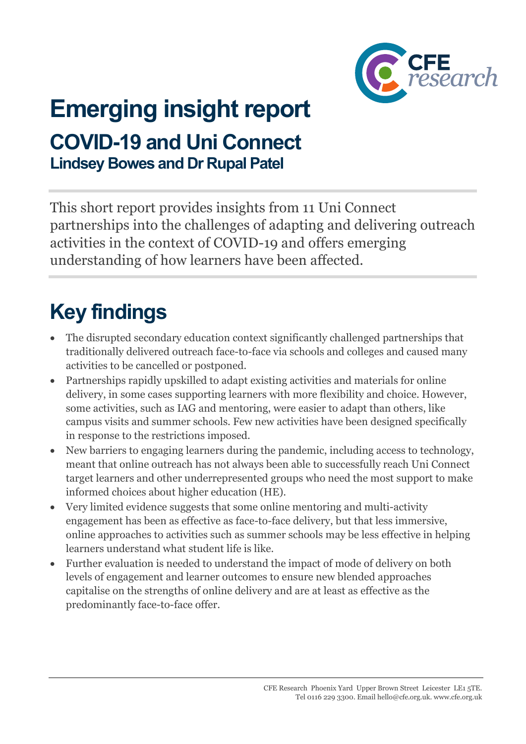# Emerging insight report

## COVID-19 and Uni Connect

### Lindsey Bowes and Dr Rupal Patel

This short report provides insights from 11 Uni Connect partnerships into the challenges of adapting and delivering outreach activities in the context of COVID-19 and offers emerging understanding of how learners have been affected.

## Key findings

- The disrupted secondary education context significantly challenged partnerships that traditionally delivered outreach face-to-face via schools and colleges and caused many activities to be cancelled or postponed.
- Partnerships rapidly upskilled to adapt existing activities and materials for online delivery, in some cases supporting learners with more flexibility and choice. However, some activities, such as IAG and mentoring, were easier to adapt than others, like campus visits and summer schools. Few new activities have been designed specifically in response to the restrictions imposed.
- New barriers to engaging learners during the pandemic, including access to technology, meant that online outreach has not always been able to successfully reach Uni Connect target learners and other underrepresented groups who need the most support to make informed choices about higher education (HE).
- Very limited evidence suggests that some online mentoring and multi-activity engagement has been as effective as face-to-face delivery, but that less immersive, online approaches to activities such as summer schools may be less effective in helping learners understand what student life is like.
- Further evaluation is needed to understand the impact of mode of delivery on both levels of engagement and learner outcomes to ensure new blended approaches capitalise on the strengths of online delivery and are at least as effective as the predominantly face-to-face offer.

CFE Research Phoenix Yard Upper Brown Street Leicester LE1 5TE.
Tel 0116 229 3300. Email hello@cfe.org.uk. www.cfe.org.uk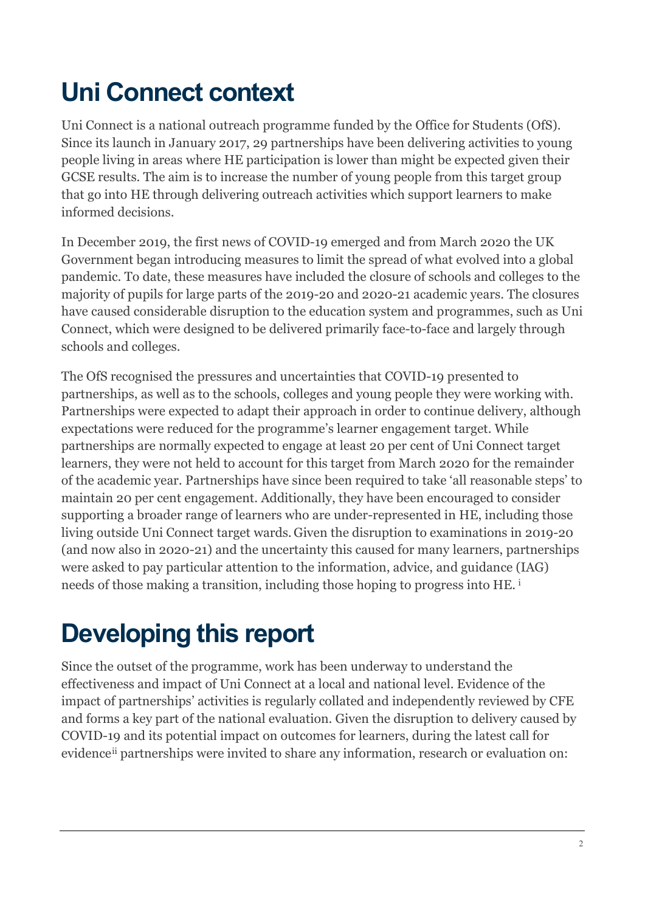# Uni Connect context

Uni Connect is a national outreach programme funded by the Office for Students (OfS). Since its launch in January 2017, 29 partnerships have been delivering activities to young people living in areas where HE participation is lower than might be expected given their GCSE results. The aim is to increase the number of young people from this target group that go into HE through delivering outreach activities which support learners to make informed decisions.

In December 2019, the first news of COVID-19 emerged and from March 2020 the UK Government began introducing measures to limit the spread of what evolved into a global pandemic. To date, these measures have included the closure of schools and colleges to the majority of pupils for large parts of the 2019-20 and 2020-21 academic years. The closures have caused considerable disruption to the education system and programmes, such as Uni Connect, which were designed to be delivered primarily face-to-face and largely through schools and colleges.

The OfS recognised the pressures and uncertainties that COVID-19 presented to partnerships, as well as to the schools, colleges and young people they were working with. Partnerships were expected to adapt their approach in order to continue delivery, although expectations were reduced for the programme's learner engagement target. While partnerships are normally expected to engage at least 20 per cent of Uni Connect target learners, they were not held to account for this target from March 2020 for the remainder of the academic year. Partnerships have since been required to take 'all reasonable steps' to maintain 20 per cent engagement. Additionally, they have been encouraged to consider supporting a broader range of learners who are under-represented in HE, including those living outside Uni Connect target wards. Given the disruption to examinations in 2019-20 (and now also in 2020-21) and the uncertainty this caused for many learners, partnerships were asked to pay particular attention to the information, advice, and guidance (IAG) needs of those making a transition, including those hoping to progress into HE. [i]

# Developing this report

Since the outset of the programme, work has been underway to understand the effectiveness and impact of Uni Connect at a local and national level. Evidence of the impact of partnerships' activities is regularly collated and independently reviewed by CFE and forms a key part of the national evaluation. Given the disruption to delivery caused by COVID-19 and its potential impact on outcomes for learners, during the latest call for evidence[ii] partnerships were invited to share any information, research or evaluation on: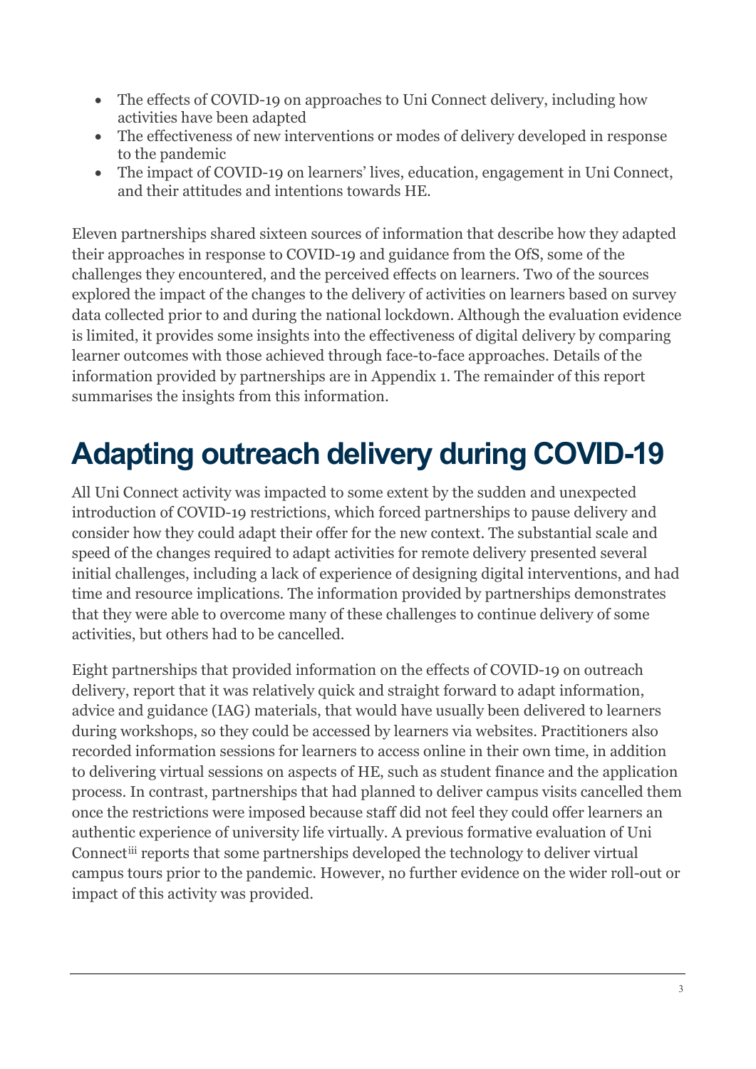- The effects of COVID-19 on approaches to Uni Connect delivery, including how activities have been adapted
- The effectiveness of new interventions or modes of delivery developed in response to the pandemic
- The impact of COVID-19 on learners' lives, education, engagement in Uni Connect, and their attitudes and intentions towards HE.

Eleven partnerships shared sixteen sources of information that describe how they adapted their approaches in response to COVID-19 and guidance from the OfS, some of the challenges they encountered, and the perceived effects on learners. Two of the sources explored the impact of the changes to the delivery of activities on learners based on survey data collected prior to and during the national lockdown. Although the evaluation evidence is limited, it provides some insights into the effectiveness of digital delivery by comparing learner outcomes with those achieved through face-to-face approaches. Details of the information provided by partnerships are in Appendix 1. The remainder of this report summarises the insights from this information.

# Adapting outreach delivery during COVID-19

All Uni Connect activity was impacted to some extent by the sudden and unexpected introduction of COVID-19 restrictions, which forced partnerships to pause delivery and consider how they could adapt their offer for the new context. The substantial scale and speed of the changes required to adapt activities for remote delivery presented several initial challenges, including a lack of experience of designing digital interventions, and had time and resource implications. The information provided by partnerships demonstrates that they were able to overcome many of these challenges to continue delivery of some activities, but others had to be cancelled.

Eight partnerships that provided information on the effects of COVID-19 on outreach delivery, report that it was relatively quick and straight forward to adapt information, advice and guidance (IAG) materials, that would have usually been delivered to learners during workshops, so they could be accessed by learners via websites. Practitioners also recorded information sessions for learners to access online in their own time, in addition to delivering virtual sessions on aspects of HE, such as student finance and the application process. In contrast, partnerships that had planned to deliver campus visits cancelled them once the restrictions were imposed because staff did not feel they could offer learners an authentic experience of university life virtually. A previous formative evaluation of Uni Connect[iii] reports that some partnerships developed the technology to deliver virtual campus tours prior to the pandemic. However, no further evidence on the wider roll-out or impact of this activity was provided.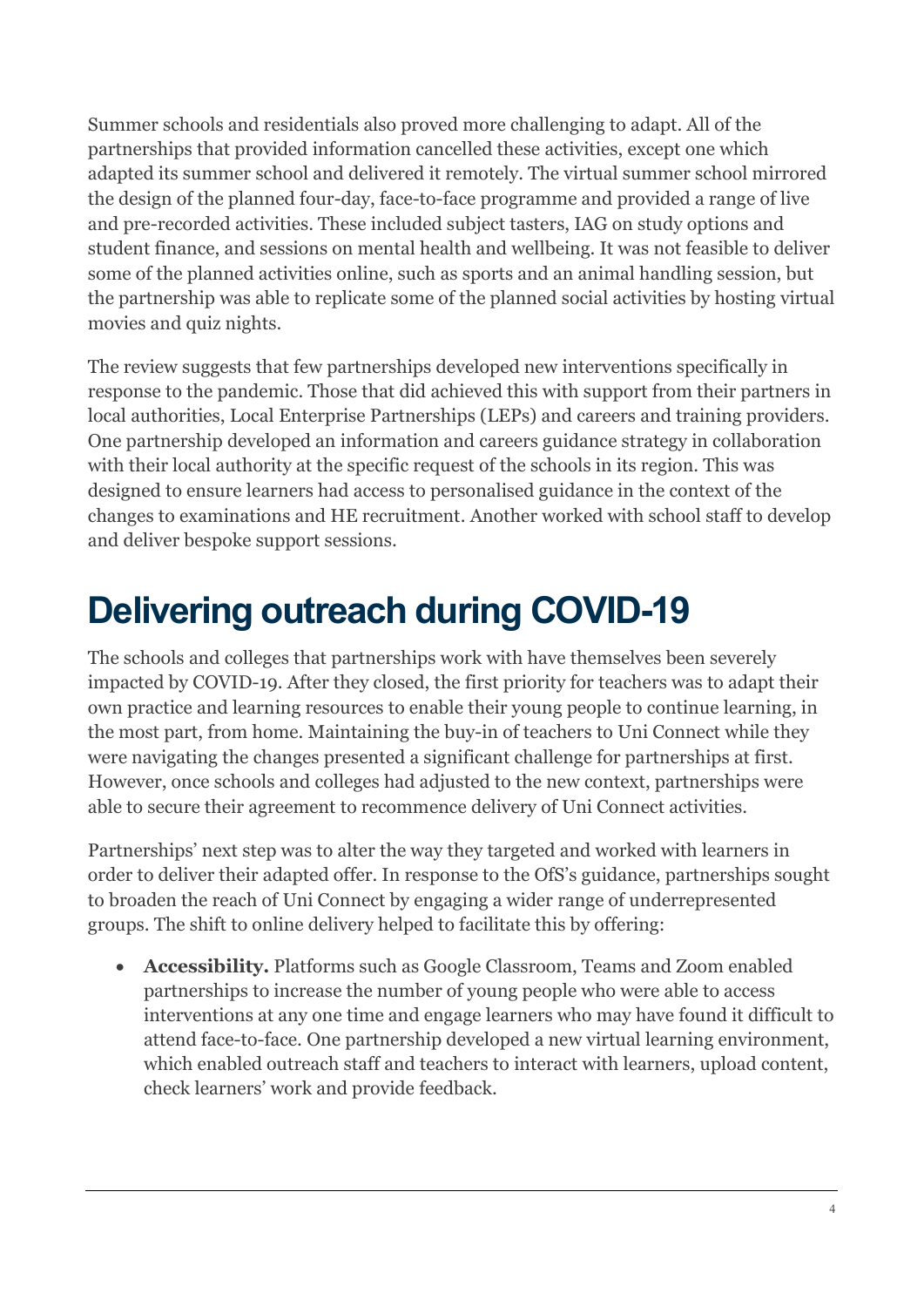Summer schools and residentials also proved more challenging to adapt. All of the partnerships that provided information cancelled these activities, except one which adapted its summer school and delivered it remotely. The virtual summer school mirrored the design of the planned four-day, face-to-face programme and provided a range of live and pre-recorded activities. These included subject tasters, IAG on study options and student finance, and sessions on mental health and wellbeing. It was not feasible to deliver some of the planned activities online, such as sports and an animal handling session, but the partnership was able to replicate some of the planned social activities by hosting virtual movies and quiz nights.

The review suggests that few partnerships developed new interventions specifically in response to the pandemic. Those that did achieved this with support from their partners in local authorities, Local Enterprise Partnerships (LEPs) and careers and training providers. One partnership developed an information and careers guidance strategy in collaboration with their local authority at the specific request of the schools in its region. This was designed to ensure learners had access to personalised guidance in the context of the changes to examinations and HE recruitment. Another worked with school staff to develop and deliver bespoke support sessions.

# Delivering outreach during COVID-19

The schools and colleges that partnerships work with have themselves been severely impacted by COVID-19. After they closed, the first priority for teachers was to adapt their own practice and learning resources to enable their young people to continue learning, in the most part, from home. Maintaining the buy-in of teachers to Uni Connect while they were navigating the changes presented a significant challenge for partnerships at first. However, once schools and colleges had adjusted to the new context, partnerships were able to secure their agreement to recommence delivery of Uni Connect activities.

Partnerships' next step was to alter the way they targeted and worked with learners in order to deliver their adapted offer. In response to the OfS's guidance, partnerships sought to broaden the reach of Uni Connect by engaging a wider range of underrepresented groups. The shift to online delivery helped to facilitate this by offering:

- **Accessibility.** Platforms such as Google Classroom, Teams and Zoom enabled partnerships to increase the number of young people who were able to access interventions at any one time and engage learners who may have found it difficult to attend face-to-face. One partnership developed a new virtual learning environment, which enabled outreach staff and teachers to interact with learners, upload content, check learners' work and provide feedback.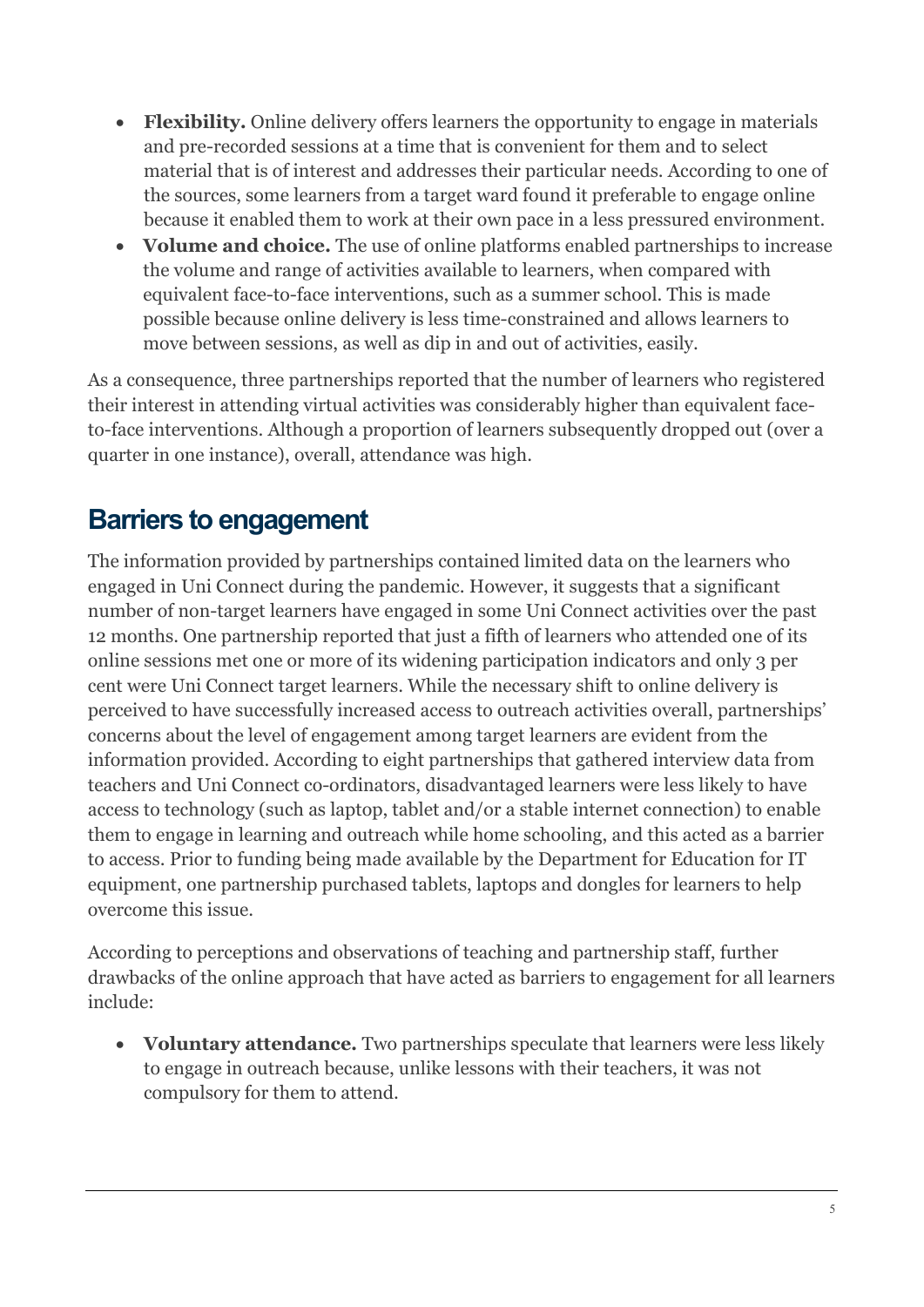- **Flexibility.** Online delivery offers learners the opportunity to engage in materials and pre-recorded sessions at a time that is convenient for them and to select material that is of interest and addresses their particular needs. According to one of the sources, some learners from a target ward found it preferable to engage online because it enabled them to work at their own pace in a less pressured environment.
- **Volume and choice.** The use of online platforms enabled partnerships to increase the volume and range of activities available to learners, when compared with equivalent face-to-face interventions, such as a summer school. This is made possible because online delivery is less time-constrained and allows learners to move between sessions, as well as dip in and out of activities, easily.

As a consequence, three partnerships reported that the number of learners who registered their interest in attending virtual activities was considerably higher than equivalent face-to-face interventions. Although a proportion of learners subsequently dropped out (over a quarter in one instance), overall, attendance was high.

## Barriers to engagement

The information provided by partnerships contained limited data on the learners who engaged in Uni Connect during the pandemic. However, it suggests that a significant number of non-target learners have engaged in some Uni Connect activities over the past 12 months. One partnership reported that just a fifth of learners who attended one of its online sessions met one or more of its widening participation indicators and only 3 per cent were Uni Connect target learners. While the necessary shift to online delivery is perceived to have successfully increased access to outreach activities overall, partnerships' concerns about the level of engagement among target learners are evident from the information provided. According to eight partnerships that gathered interview data from teachers and Uni Connect co-ordinators, disadvantaged learners were less likely to have access to technology (such as laptop, tablet and/or a stable internet connection) to enable them to engage in learning and outreach while home schooling, and this acted as a barrier to access. Prior to funding being made available by the Department for Education for IT equipment, one partnership purchased tablets, laptops and dongles for learners to help overcome this issue.

According to perceptions and observations of teaching and partnership staff, further drawbacks of the online approach that have acted as barriers to engagement for all learners include:

- **Voluntary attendance.** Two partnerships speculate that learners were less likely to engage in outreach because, unlike lessons with their teachers, it was not compulsory for them to attend.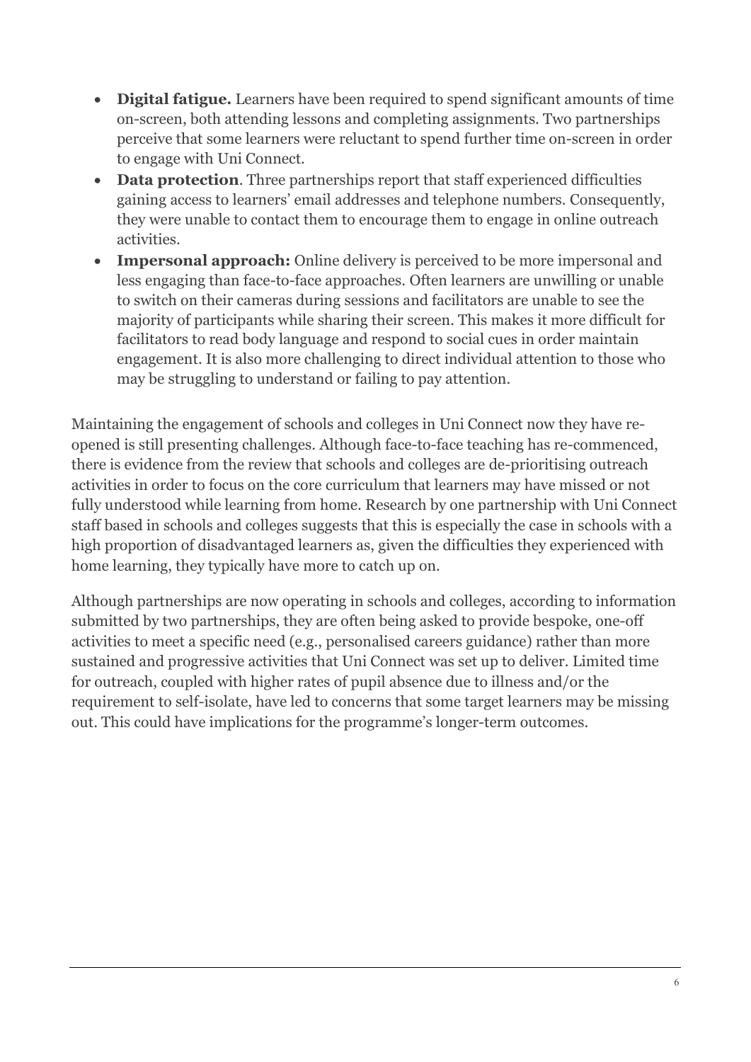- **Digital fatigue.** Learners have been required to spend significant amounts of time on-screen, both attending lessons and completing assignments. Two partnerships perceive that some learners were reluctant to spend further time on-screen in order to engage with Uni Connect.
- **Data protection**. Three partnerships report that staff experienced difficulties gaining access to learners' email addresses and telephone numbers. Consequently, they were unable to contact them to encourage them to engage in online outreach activities.
- **Impersonal approach:** Online delivery is perceived to be more impersonal and less engaging than face-to-face approaches. Often learners are unwilling or unable to switch on their cameras during sessions and facilitators are unable to see the majority of participants while sharing their screen. This makes it more difficult for facilitators to read body language and respond to social cues in order maintain engagement. It is also more challenging to direct individual attention to those who may be struggling to understand or failing to pay attention.

Maintaining the engagement of schools and colleges in Uni Connect now they have re-opened is still presenting challenges. Although face-to-face teaching has re-commenced, there is evidence from the review that schools and colleges are de-prioritising outreach activities in order to focus on the core curriculum that learners may have missed or not fully understood while learning from home. Research by one partnership with Uni Connect staff based in schools and colleges suggests that this is especially the case in schools with a high proportion of disadvantaged learners as, given the difficulties they experienced with home learning, they typically have more to catch up on.

Although partnerships are now operating in schools and colleges, according to information submitted by two partnerships, they are often being asked to provide bespoke, one-off activities to meet a specific need (e.g., personalised careers guidance) rather than more sustained and progressive activities that Uni Connect was set up to deliver. Limited time for outreach, coupled with higher rates of pupil absence due to illness and/or the requirement to self-isolate, have led to concerns that some target learners may be missing out. This could have implications for the programme's longer-term outcomes.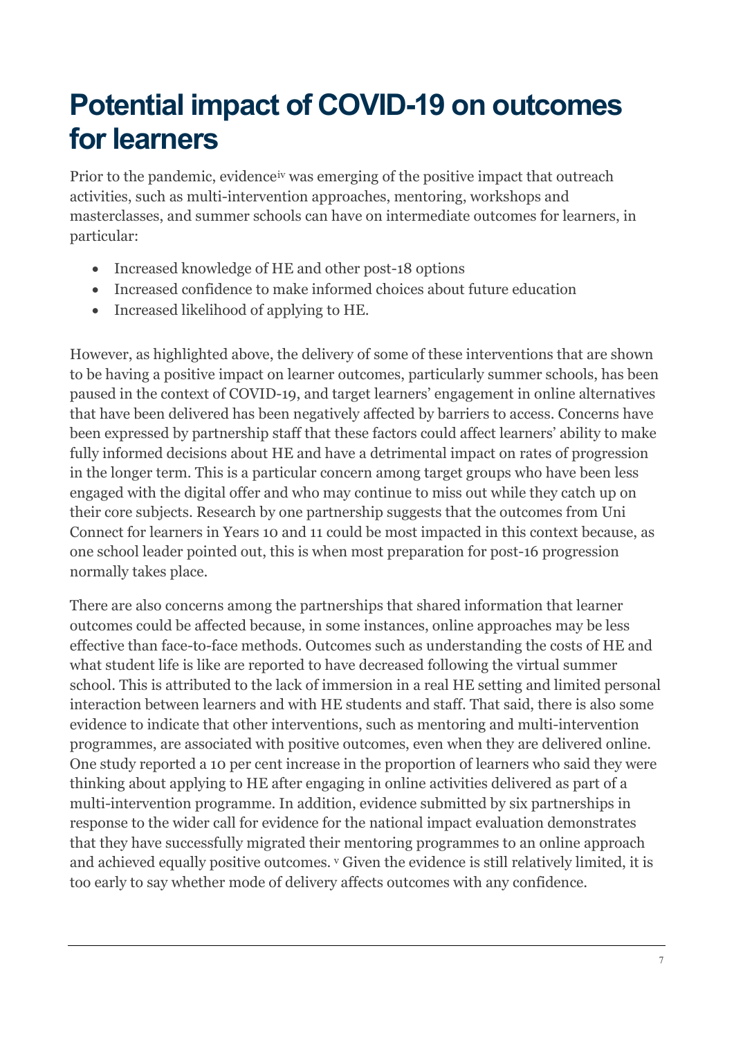# Potential impact of COVID-19 on outcomes for learners

Prior to the pandemic, evidence[iv] was emerging of the positive impact that outreach activities, such as multi-intervention approaches, mentoring, workshops and masterclasses, and summer schools can have on intermediate outcomes for learners, in particular:

- Increased knowledge of HE and other post-18 options
- Increased confidence to make informed choices about future education
- Increased likelihood of applying to HE.

However, as highlighted above, the delivery of some of these interventions that are shown to be having a positive impact on learner outcomes, particularly summer schools, has been paused in the context of COVID-19, and target learners' engagement in online alternatives that have been delivered has been negatively affected by barriers to access. Concerns have been expressed by partnership staff that these factors could affect learners' ability to make fully informed decisions about HE and have a detrimental impact on rates of progression in the longer term. This is a particular concern among target groups who have been less engaged with the digital offer and who may continue to miss out while they catch up on their core subjects. Research by one partnership suggests that the outcomes from Uni Connect for learners in Years 10 and 11 could be most impacted in this context because, as one school leader pointed out, this is when most preparation for post-16 progression normally takes place.

There are also concerns among the partnerships that shared information that learner outcomes could be affected because, in some instances, online approaches may be less effective than face-to-face methods. Outcomes such as understanding the costs of HE and what student life is like are reported to have decreased following the virtual summer school. This is attributed to the lack of immersion in a real HE setting and limited personal interaction between learners and with HE students and staff. That said, there is also some evidence to indicate that other interventions, such as mentoring and multi-intervention programmes, are associated with positive outcomes, even when they are delivered online. One study reported a 10 per cent increase in the proportion of learners who said they were thinking about applying to HE after engaging in online activities delivered as part of a multi-intervention programme. In addition, evidence submitted by six partnerships in response to the wider call for evidence for the national impact evaluation demonstrates that they have successfully migrated their mentoring programmes to an online approach and achieved equally positive outcomes. [v] Given the evidence is still relatively limited, it is too early to say whether mode of delivery affects outcomes with any confidence.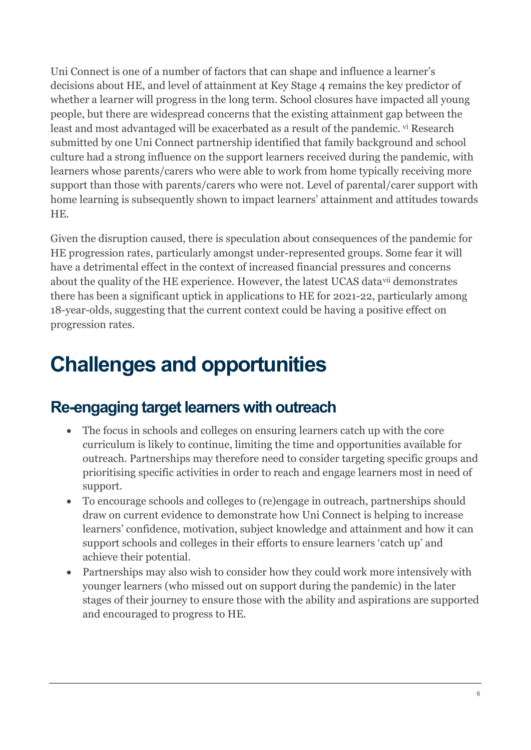Uni Connect is one of a number of factors that can shape and influence a learner's decisions about HE, and level of attainment at Key Stage 4 remains the key predictor of whether a learner will progress in the long term. School closures have impacted all young people, but there are widespread concerns that the existing attainment gap between the least and most advantaged will be exacerbated as a result of the pandemic. [vi] Research submitted by one Uni Connect partnership identified that family background and school culture had a strong influence on the support learners received during the pandemic, with learners whose parents/carers who were able to work from home typically receiving more support than those with parents/carers who were not. Level of parental/carer support with home learning is subsequently shown to impact learners' attainment and attitudes towards HE.

Given the disruption caused, there is speculation about consequences of the pandemic for HE progression rates, particularly amongst under-represented groups. Some fear it will have a detrimental effect in the context of increased financial pressures and concerns about the quality of the HE experience. However, the latest UCAS data[vii] demonstrates there has been a significant uptick in applications to HE for 2021-22, particularly among 18-year-olds, suggesting that the current context could be having a positive effect on progression rates.

# Challenges and opportunities

## Re-engaging target learners with outreach

- The focus in schools and colleges on ensuring learners catch up with the core curriculum is likely to continue, limiting the time and opportunities available for outreach. Partnerships may therefore need to consider targeting specific groups and prioritising specific activities in order to reach and engage learners most in need of support.
- To encourage schools and colleges to (re)engage in outreach, partnerships should draw on current evidence to demonstrate how Uni Connect is helping to increase learners' confidence, motivation, subject knowledge and attainment and how it can support schools and colleges in their efforts to ensure learners 'catch up' and achieve their potential.
- Partnerships may also wish to consider how they could work more intensively with younger learners (who missed out on support during the pandemic) in the later stages of their journey to ensure those with the ability and aspirations are supported and encouraged to progress to HE.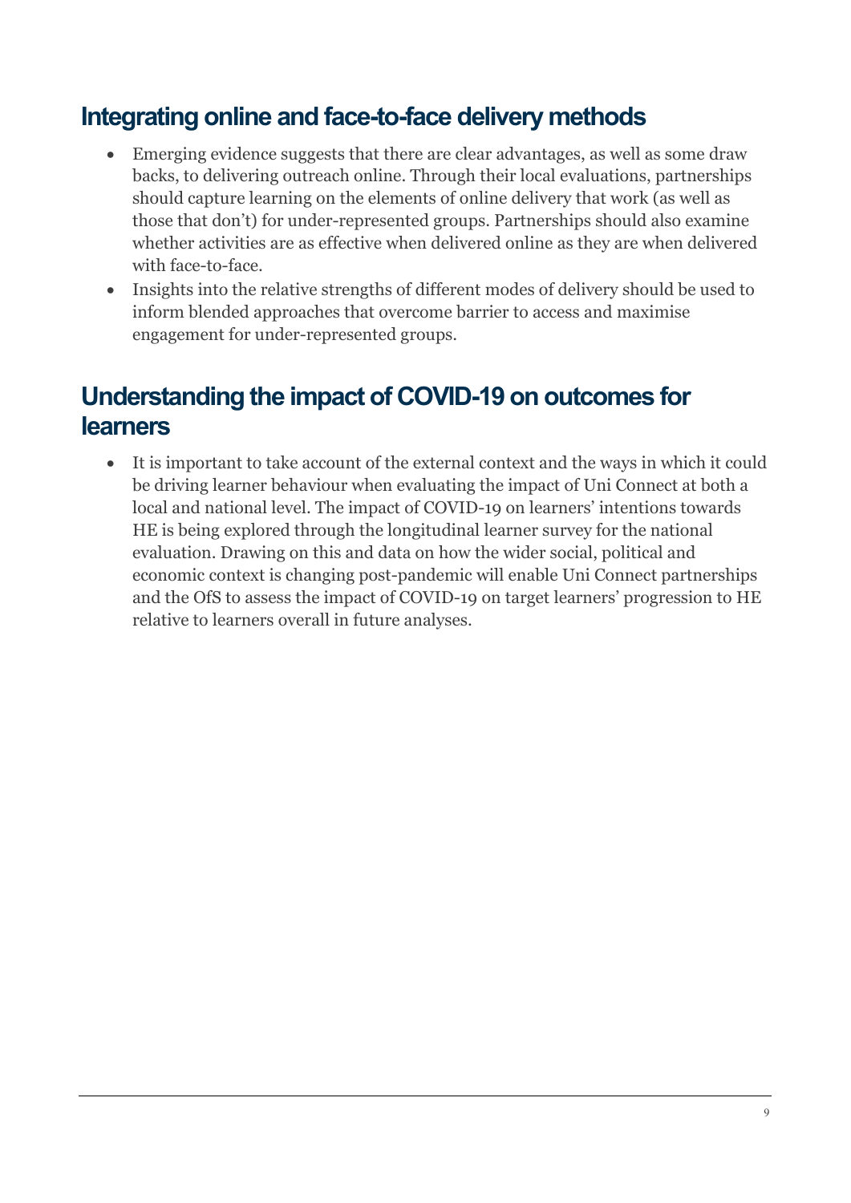## Integrating online and face-to-face delivery methods

- Emerging evidence suggests that there are clear advantages, as well as some draw backs, to delivering outreach online. Through their local evaluations, partnerships should capture learning on the elements of online delivery that work (as well as those that don't) for under-represented groups. Partnerships should also examine whether activities are as effective when delivered online as they are when delivered with face-to-face.
- Insights into the relative strengths of different modes of delivery should be used to inform blended approaches that overcome barrier to access and maximise engagement for under-represented groups.

## Understanding the impact of COVID-19 on outcomes for learners

- It is important to take account of the external context and the ways in which it could be driving learner behaviour when evaluating the impact of Uni Connect at both a local and national level. The impact of COVID-19 on learners' intentions towards HE is being explored through the longitudinal learner survey for the national evaluation. Drawing on this and data on how the wider social, political and economic context is changing post-pandemic will enable Uni Connect partnerships and the OfS to assess the impact of COVID-19 on target learners' progression to HE relative to learners overall in future analyses.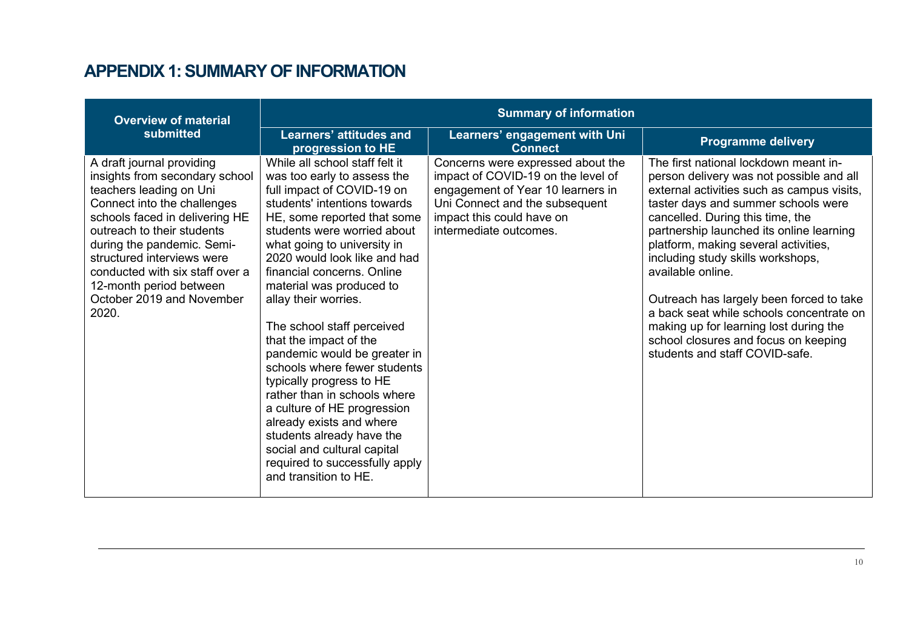# APPENDIX 1: SUMMARY OF INFORMATION

| Overview of material submitted | Summary of information | | |
|---|---|---|---|
| | Learners' attitudes and progression to HE | Learners' engagement with Uni Connect | Programme delivery |
| A draft journal providing insights from secondary school teachers leading on Uni Connect into the challenges schools faced in delivering HE outreach to their students during the pandemic. Semi-structured interviews were conducted with six staff over a 12-month period between October 2019 and November 2020. | While all school staff felt it was too early to assess the full impact of COVID-19 on students' intentions towards HE, some reported that some students were worried about what going to university in 2020 would look like and had financial concerns. Online material was produced to allay their worries.<br><br>The school staff perceived that the impact of the pandemic would be greater in schools where fewer students typically progress to HE rather than in schools where a culture of HE progression already exists and where students already have the social and cultural capital required to successfully apply and transition to HE. | Concerns were expressed about the impact of COVID-19 on the level of engagement of Year 10 learners in Uni Connect and the subsequent impact this could have on intermediate outcomes. | The first national lockdown meant in-person delivery was not possible and all external activities such as campus visits, taster days and summer schools were cancelled. During this time, the partnership launched its online learning platform, making several activities, including study skills workshops, available online.<br><br>Outreach has largely been forced to take a back seat while schools concentrate on making up for learning lost during the school closures and focus on keeping students and staff COVID-safe. |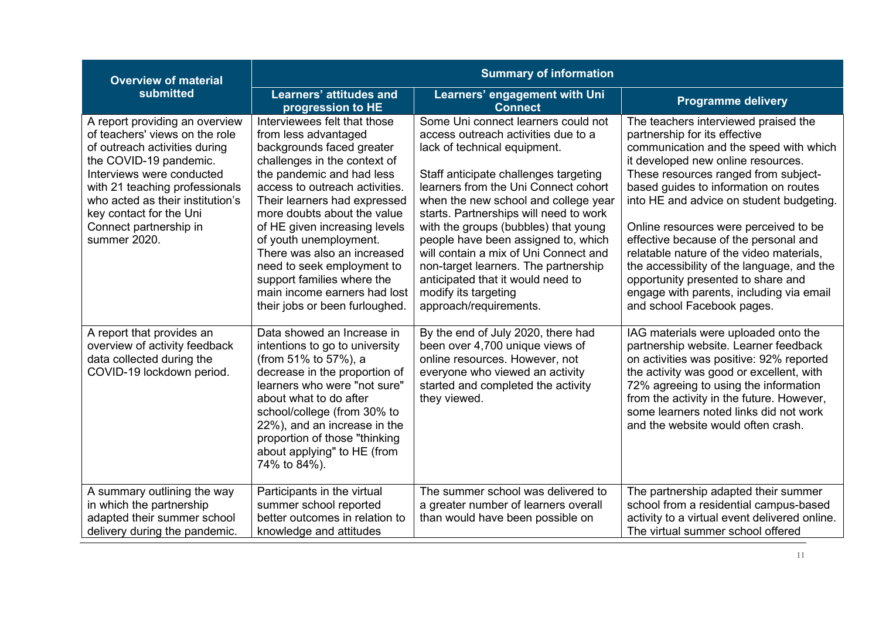| Overview of material submitted | Summary of information | | |
|---|---|---|---|
| | **Learners' attitudes and progression to HE** | **Learners' engagement with Uni Connect** | **Programme delivery** |
| A report providing an overview of teachers' views on the role of outreach activities during the COVID-19 pandemic. Interviews were conducted with 21 teaching professionals who acted as their institution's key contact for the Uni Connect partnership in summer 2020. | Interviewees felt that those from less advantaged backgrounds faced greater challenges in the context of the pandemic and had less access to outreach activities. Their learners had expressed more doubts about the value of HE given increasing levels of youth unemployment. There was also an increased need to seek employment to support families where the main income earners had lost their jobs or been furloughed. | Some Uni connect learners could not access outreach activities due to a lack of technical equipment.<br><br>Staff anticipate challenges targeting learners from the Uni Connect cohort when the new school and college year starts. Partnerships will need to work with the groups (bubbles) that young people have been assigned to, which will contain a mix of Uni Connect and non-target learners. The partnership anticipated that it would need to modify its targeting approach/requirements. | The teachers interviewed praised the partnership for its effective communication and the speed with which it developed new online resources. These resources ranged from subject-based guides to information on routes into HE and advice on student budgeting.<br><br>Online resources were perceived to be effective because of the personal and relatable nature of the video materials, the accessibility of the language, and the opportunity presented to share and engage with parents, including via email and school Facebook pages. |
| A report that provides an overview of activity feedback data collected during the COVID-19 lockdown period. | Data showed an Increase in intentions to go to university (from 51% to 57%), a decrease in the proportion of learners who were "not sure" about what to do after school/college (from 30% to 22%), and an increase in the proportion of those "thinking about applying" to HE (from 74% to 84%). | By the end of July 2020, there had been over 4,700 unique views of online resources. However, not everyone who viewed an activity started and completed the activity they viewed. | IAG materials were uploaded onto the partnership website. Learner feedback on activities was positive: 92% reported the activity was good or excellent, with 72% agreeing to using the information from the activity in the future. However, some learners noted links did not work and the website would often crash. |
| A summary outlining the way in which the partnership adapted their summer school delivery during the pandemic. | Participants in the virtual summer school reported better outcomes in relation to knowledge and attitudes | The summer school was delivered to a greater number of learners overall than would have been possible on | The partnership adapted their summer school from a residential campus-based activity to a virtual event delivered online. The virtual summer school offered |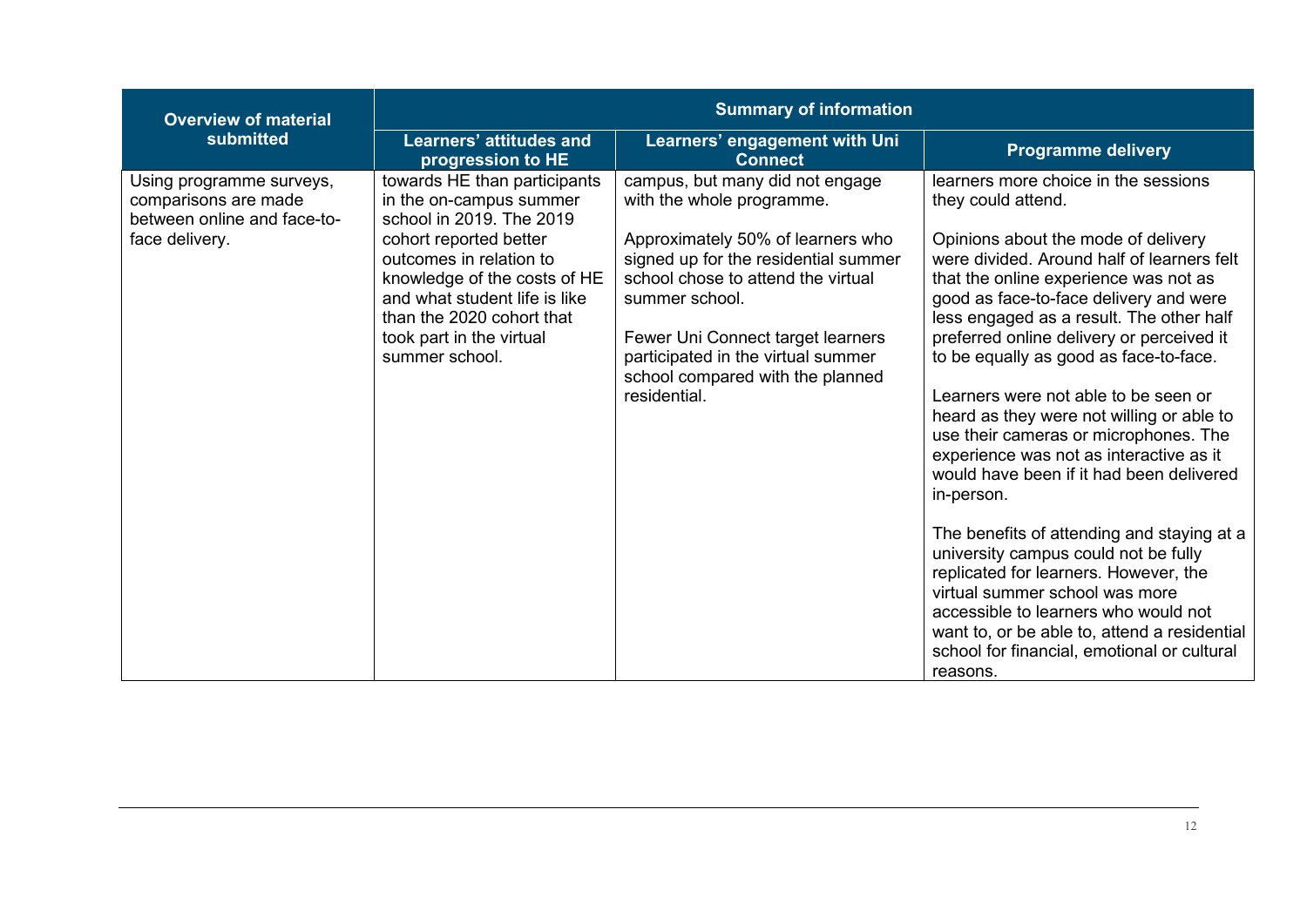| Overview of material submitted | Summary of information | | |
|---|---|---|---|
| | Learners' attitudes and progression to HE | Learners' engagement with Uni Connect | Programme delivery |
| Using programme surveys, comparisons are made between online and face-to-face delivery. | towards HE than participants in the on-campus summer school in 2019. The 2019 cohort reported better outcomes in relation to knowledge of the costs of HE and what student life is like than the 2020 cohort that took part in the virtual summer school. | campus, but many did not engage with the whole programme.<br><br>Approximately 50% of learners who signed up for the residential summer school chose to attend the virtual summer school.<br><br>Fewer Uni Connect target learners participated in the virtual summer school compared with the planned residential. | learners more choice in the sessions they could attend.<br><br>Opinions about the mode of delivery were divided. Around half of learners felt that the online experience was not as good as face-to-face delivery and were less engaged as a result. The other half preferred online delivery or perceived it to be equally as good as face-to-face.<br><br>Learners were not able to be seen or heard as they were not willing or able to use their cameras or microphones. The experience was not as interactive as it would have been if it had been delivered in-person.<br><br>The benefits of attending and staying at a university campus could not be fully replicated for learners. However, the virtual summer school was more accessible to learners who would not want to, or be able to, attend a residential school for financial, emotional or cultural reasons. |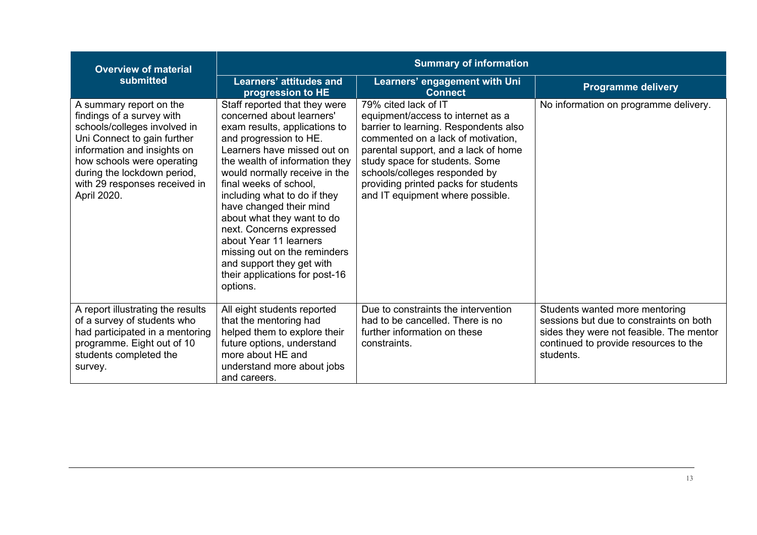| Overview of material submitted | Summary of information | | |
|---|---|---|---|
| | Learners' attitudes and progression to HE | Learners' engagement with Uni Connect | Programme delivery |
| A summary report on the findings of a survey with schools/colleges involved in Uni Connect to gain further information and insights on how schools were operating during the lockdown period, with 29 responses received in April 2020. | Staff reported that they were concerned about learners' exam results, applications to and progression to HE. Learners have missed out on the wealth of information they would normally receive in the final weeks of school, including what to do if they have changed their mind about what they want to do next. Concerns expressed about Year 11 learners missing out on the reminders and support they get with their applications for post-16 options. | 79% cited lack of IT equipment/access to internet as a barrier to learning. Respondents also commented on a lack of motivation, parental support, and a lack of home study space for students. Some schools/colleges responded by providing printed packs for students and IT equipment where possible. | No information on programme delivery. |
| A report illustrating the results of a survey of students who had participated in a mentoring programme. Eight out of 10 students completed the survey. | All eight students reported that the mentoring had helped them to explore their future options, understand more about HE and understand more about jobs and careers. | Due to constraints the intervention had to be cancelled. There is no further information on these constraints. | Students wanted more mentoring sessions but due to constraints on both sides they were not feasible. The mentor continued to provide resources to the students. |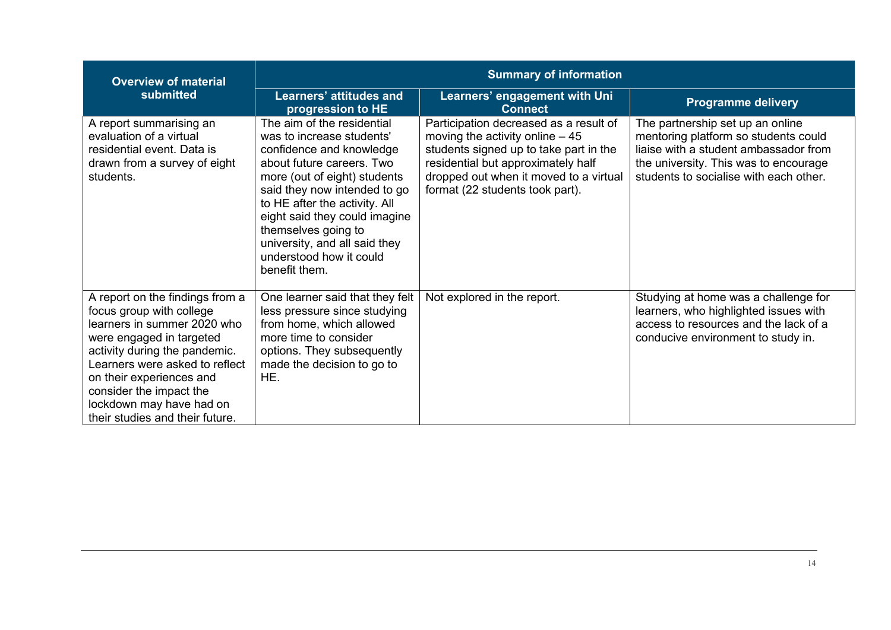| Overview of material submitted | Summary of information | | |
|---|---|---|---|
| | Learners' attitudes and progression to HE | Learners' engagement with Uni Connect | Programme delivery |
| A report summarising an evaluation of a virtual residential event. Data is drawn from a survey of eight students. | The aim of the residential was to increase students' confidence and knowledge about future careers. Two more (out of eight) students said they now intended to go to HE after the activity. All eight said they could imagine themselves going to university, and all said they understood how it could benefit them. | Participation decreased as a result of moving the activity online – 45 students signed up to take part in the residential but approximately half dropped out when it moved to a virtual format (22 students took part). | The partnership set up an online mentoring platform so students could liaise with a student ambassador from the university. This was to encourage students to socialise with each other. |
| A report on the findings from a focus group with college learners in summer 2020 who were engaged in targeted activity during the pandemic. Learners were asked to reflect on their experiences and consider the impact the lockdown may have had on their studies and their future. | One learner said that they felt less pressure since studying from home, which allowed more time to consider options. They subsequently made the decision to go to HE. | Not explored in the report. | Studying at home was a challenge for learners, who highlighted issues with access to resources and the lack of a conducive environment to study in. |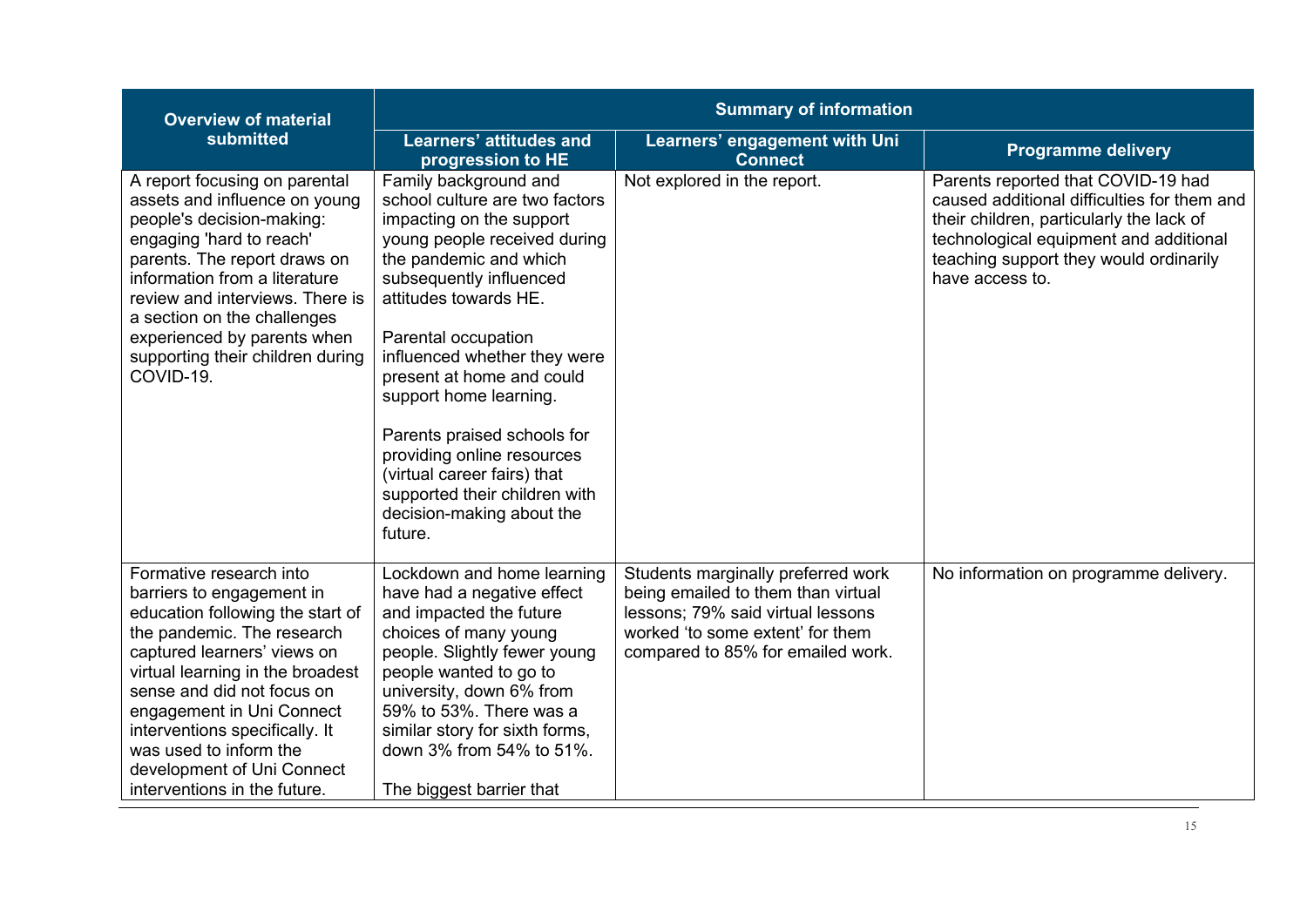| Overview of material submitted | Summary of information | | |
|---|---|---|---|
| | **Learners' attitudes and progression to HE** | **Learners' engagement with Uni Connect** | **Programme delivery** |
| A report focusing on parental assets and influence on young people's decision-making: engaging 'hard to reach' parents. The report draws on information from a literature review and interviews. There is a section on the challenges experienced by parents when supporting their children during COVID-19. | Family background and school culture are two factors impacting on the support young people received during the pandemic and which subsequently influenced attitudes towards HE.<br><br>Parental occupation influenced whether they were present at home and could support home learning.<br><br>Parents praised schools for providing online resources (virtual career fairs) that supported their children with decision-making about the future. | Not explored in the report. | Parents reported that COVID-19 had caused additional difficulties for them and their children, particularly the lack of technological equipment and additional teaching support they would ordinarily have access to. |
| Formative research into barriers to engagement in education following the start of the pandemic. The research captured learners' views on virtual learning in the broadest sense and did not focus on engagement in Uni Connect interventions specifically. It was used to inform the development of Uni Connect interventions in the future. | Lockdown and home learning have had a negative effect and impacted the future choices of many young people. Slightly fewer young people wanted to go to university, down 6% from 59% to 53%. There was a similar story for sixth forms, down 3% from 54% to 51%.<br><br>The biggest barrier that | Students marginally preferred work being emailed to them than virtual lessons; 79% said virtual lessons worked 'to some extent' for them compared to 85% for emailed work. | No information on programme delivery. |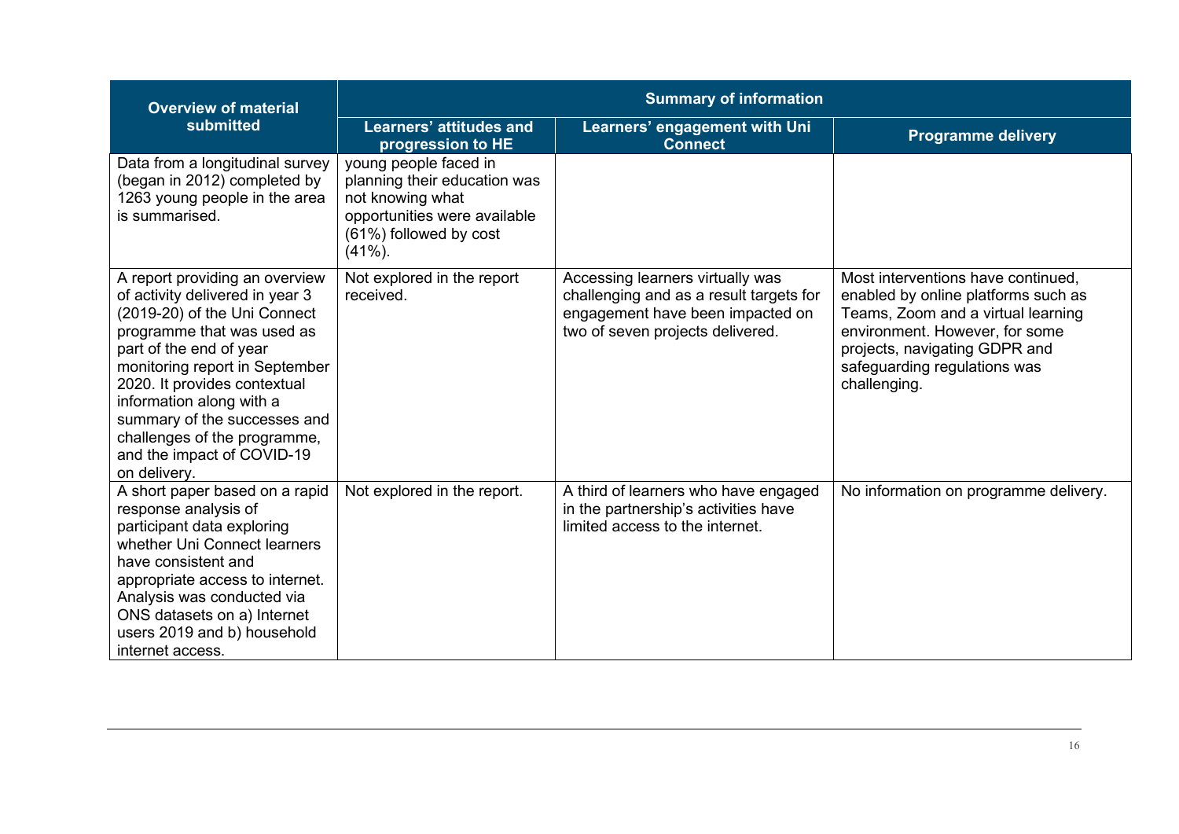| Overview of material submitted | Summary of information | | |
|---|---|---|---|
| | Learners' attitudes and progression to HE | Learners' engagement with Uni Connect | Programme delivery |
| Data from a longitudinal survey (began in 2012) completed by 1263 young people in the area is summarised. | young people faced in planning their education was not knowing what opportunities were available (61%) followed by cost (41%). | | |
| A report providing an overview of activity delivered in year 3 (2019-20) of the Uni Connect programme that was used as part of the end of year monitoring report in September 2020. It provides contextual information along with a summary of the successes and challenges of the programme, and the impact of COVID-19 on delivery. | Not explored in the report received. | Accessing learners virtually was challenging and as a result targets for engagement have been impacted on two of seven projects delivered. | Most interventions have continued, enabled by online platforms such as Teams, Zoom and a virtual learning environment. However, for some projects, navigating GDPR and safeguarding regulations was challenging. |
| A short paper based on a rapid response analysis of participant data exploring whether Uni Connect learners have consistent and appropriate access to internet. Analysis was conducted via ONS datasets on a) Internet users 2019 and b) household internet access. | Not explored in the report. | A third of learners who have engaged in the partnership's activities have limited access to the internet. | No information on programme delivery. |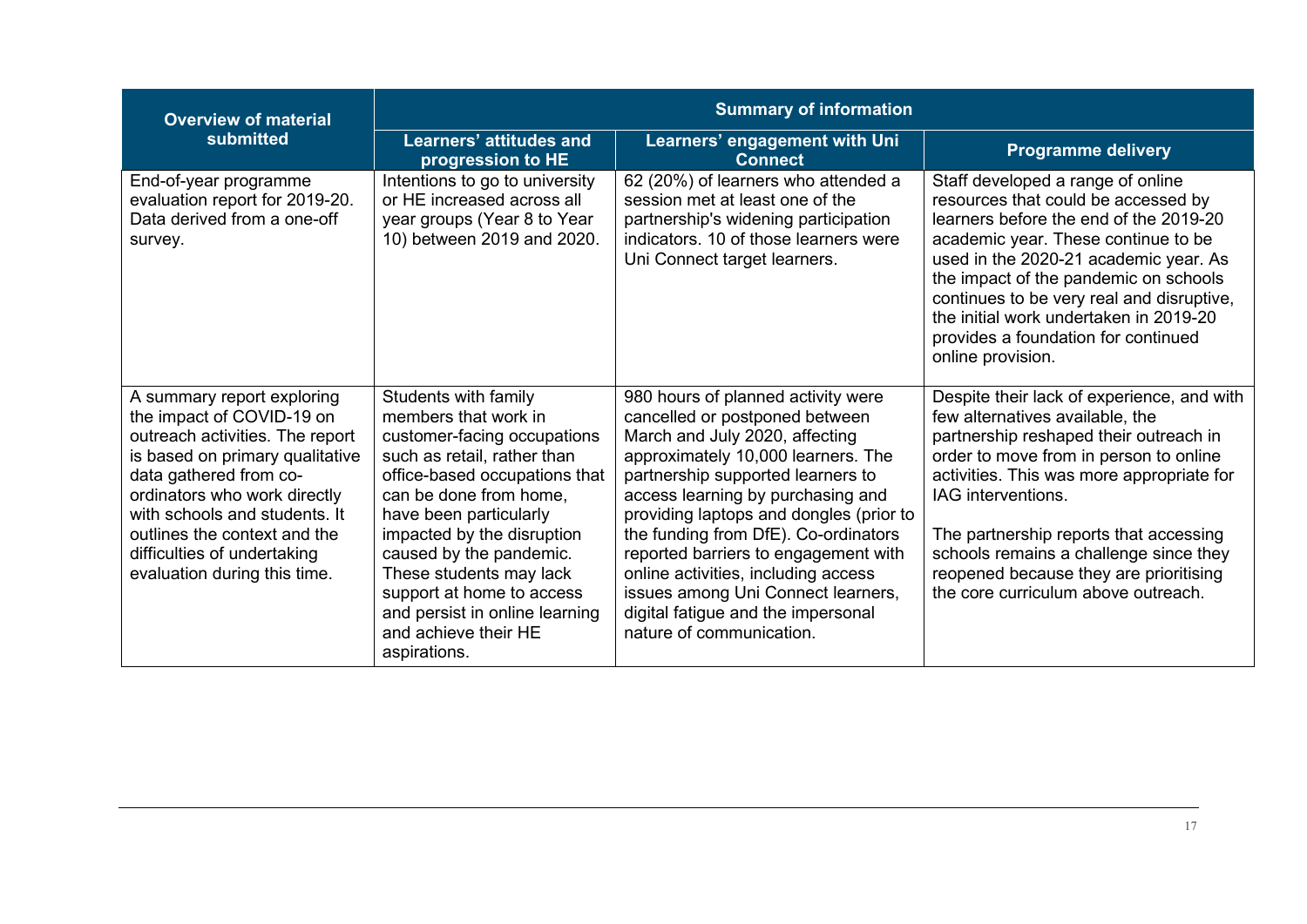| Overview of material submitted | Summary of information | | |
|---|---|---|---|
| | Learners' attitudes and progression to HE | Learners' engagement with Uni Connect | Programme delivery |
| End-of-year programme evaluation report for 2019-20. Data derived from a one-off survey. | Intentions to go to university or HE increased across all year groups (Year 8 to Year 10) between 2019 and 2020. | 62 (20%) of learners who attended a session met at least one of the partnership's widening participation indicators. 10 of those learners were Uni Connect target learners. | Staff developed a range of online resources that could be accessed by learners before the end of the 2019-20 academic year. These continue to be used in the 2020-21 academic year. As the impact of the pandemic on schools continues to be very real and disruptive, the initial work undertaken in 2019-20 provides a foundation for continued online provision. |
| A summary report exploring the impact of COVID-19 on outreach activities. The report is based on primary qualitative data gathered from co-ordinators who work directly with schools and students. It outlines the context and the difficulties of undertaking evaluation during this time. | Students with family members that work in customer-facing occupations such as retail, rather than office-based occupations that can be done from home, have been particularly impacted by the disruption caused by the pandemic. These students may lack support at home to access and persist in online learning and achieve their HE aspirations. | 980 hours of planned activity were cancelled or postponed between March and July 2020, affecting approximately 10,000 learners. The partnership supported learners to access learning by purchasing and providing laptops and dongles (prior to the funding from DfE). Co-ordinators reported barriers to engagement with online activities, including access issues among Uni Connect learners, digital fatigue and the impersonal nature of communication. | Despite their lack of experience, and with few alternatives available, the partnership reshaped their outreach in order to move from in person to online activities. This was more appropriate for IAG interventions.<br><br>The partnership reports that accessing schools remains a challenge since they reopened because they are prioritising the core curriculum above outreach. |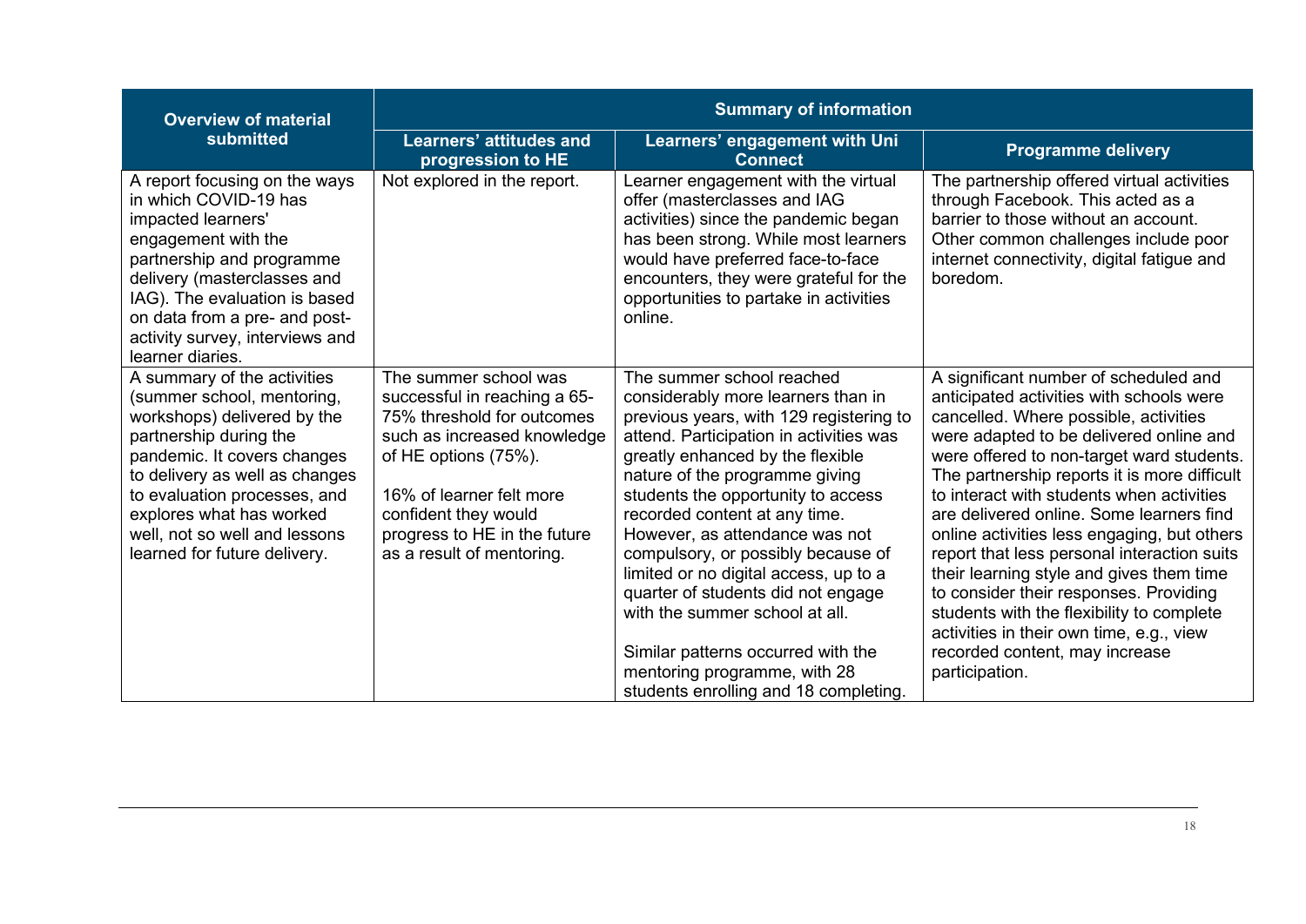| Overview of material submitted | Summary of information | | |
|---|---|---|---|
| | **Learners' attitudes and progression to HE** | **Learners' engagement with Uni Connect** | **Programme delivery** |
| A report focusing on the ways in which COVID-19 has impacted learners' engagement with the partnership and programme delivery (masterclasses and IAG). The evaluation is based on data from a pre- and post-activity survey, interviews and learner diaries. | Not explored in the report. | Learner engagement with the virtual offer (masterclasses and IAG activities) since the pandemic began has been strong. While most learners would have preferred face-to-face encounters, they were grateful for the opportunities to partake in activities online. | The partnership offered virtual activities through Facebook. This acted as a barrier to those without an account. Other common challenges include poor internet connectivity, digital fatigue and boredom. |
| A summary of the activities (summer school, mentoring, workshops) delivered by the partnership during the pandemic. It covers changes to delivery as well as changes to evaluation processes, and explores what has worked well, not so well and lessons learned for future delivery. | The summer school was successful in reaching a 65-75% threshold for outcomes such as increased knowledge of HE options (75%).<br><br>16% of learner felt more confident they would progress to HE in the future as a result of mentoring. | The summer school reached considerably more learners than in previous years, with 129 registering to attend. Participation in activities was greatly enhanced by the flexible nature of the programme giving students the opportunity to access recorded content at any time. However, as attendance was not compulsory, or possibly because of limited or no digital access, up to a quarter of students did not engage with the summer school at all.<br><br>Similar patterns occurred with the mentoring programme, with 28 students enrolling and 18 completing. | A significant number of scheduled and anticipated activities with schools were cancelled. Where possible, activities were adapted to be delivered online and were offered to non-target ward students. The partnership reports it is more difficult to interact with students when activities are delivered online. Some learners find online activities less engaging, but others report that less personal interaction suits their learning style and gives them time to consider their responses. Providing students with the flexibility to complete activities in their own time, e.g., view recorded content, may increase participation. |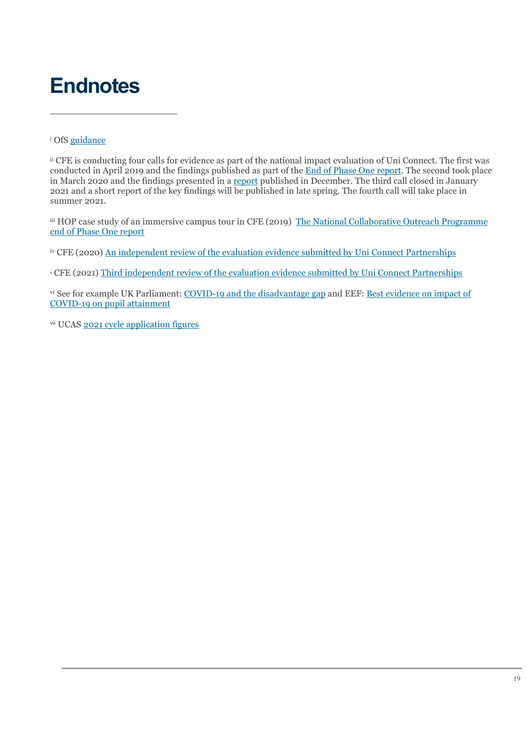# Endnotes

[i] OfS guidance

[ii] CFE is conducting four calls for evidence as part of the national impact evaluation of Uni Connect. The first was conducted in April 2019 and the findings published as part of the End of Phase One report. The second took place in March 2020 and the findings presented in a report published in December. The third call closed in January 2021 and a short report of the key findings will be published in late spring. The fourth call will take place in summer 2021.

[iii] HOP case study of an immersive campus tour in CFE (2019) The National Collaborative Outreach Programme end of Phase One report

[iv] CFE (2020) An independent review of the evaluation evidence submitted by Uni Connect Partnerships

[v] CFE (2021) Third independent review of the evaluation evidence submitted by Uni Connect Partnerships

[vi] See for example UK Parliament: COVID-19 and the disadvantage gap and EEF: Best evidence on impact of COVID-19 on pupil attainment

[vii] UCAS 2021 cycle application figures